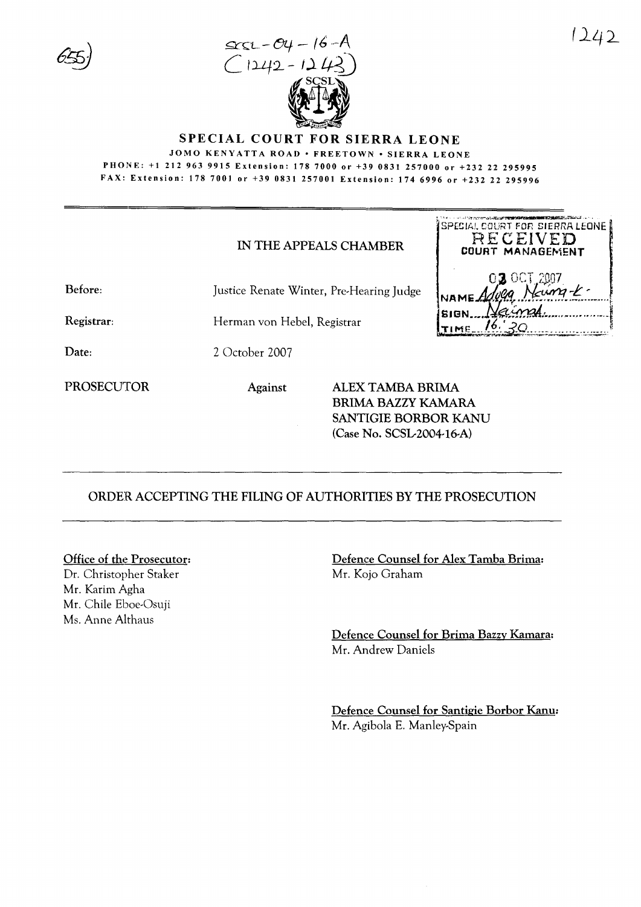SCSL-04-16-A
(1242-1243)

# SPECIAL COURT FOR SIERRA LEONE

JOMO KENYATTA ROAD • FREETOWN • SIERRA LEONE

PHONE: +1 212 963 9915 Extension: 178 7000 or +39 0831 257000 or +232 22 295995

FAX: Extension: 178 7001 or +39 0831 257001 Extension: 174 6996 or +232 22 295996

IN THE APPEALS CHAMBER

SPECIAL COURT FOR SIERRA LEONE
RECEIVED
COURT MANAGEMENT
03 OCT 2007
NAME Adeya Newmg-k
SIGN Naimad
TIME 16:30

**Before:** Justice Renate Winter, Pre-Hearing Judge

**Registrar:** Herman von Hebel, Registrar

**Date:** 2 October 2007

**PROSECUTOR** **Against** **ALEX TAMBA BRIMA**
**BRIMA BAZZY KAMARA**
**SANTIGIE BORBOR KANU**
**(Case No. SCSL-2004-16-A)**

## ORDER ACCEPTING THE FILING OF AUTHORITIES BY THE PROSECUTION

**Office of the Prosecutor:**
Dr. Christopher Staker
Mr. Karim Agha
Mr. Chile Eboe-Osuji
Ms. Anne Althaus

**Defence Counsel for Alex Tamba Brima:**
Mr. Kojo Graham

**Defence Counsel for Brima Bazzy Kamara:**
Mr. Andrew Daniels

**Defence Counsel for Santigie Borbor Kanu:**
Mr. Agibola E. Manley-Spain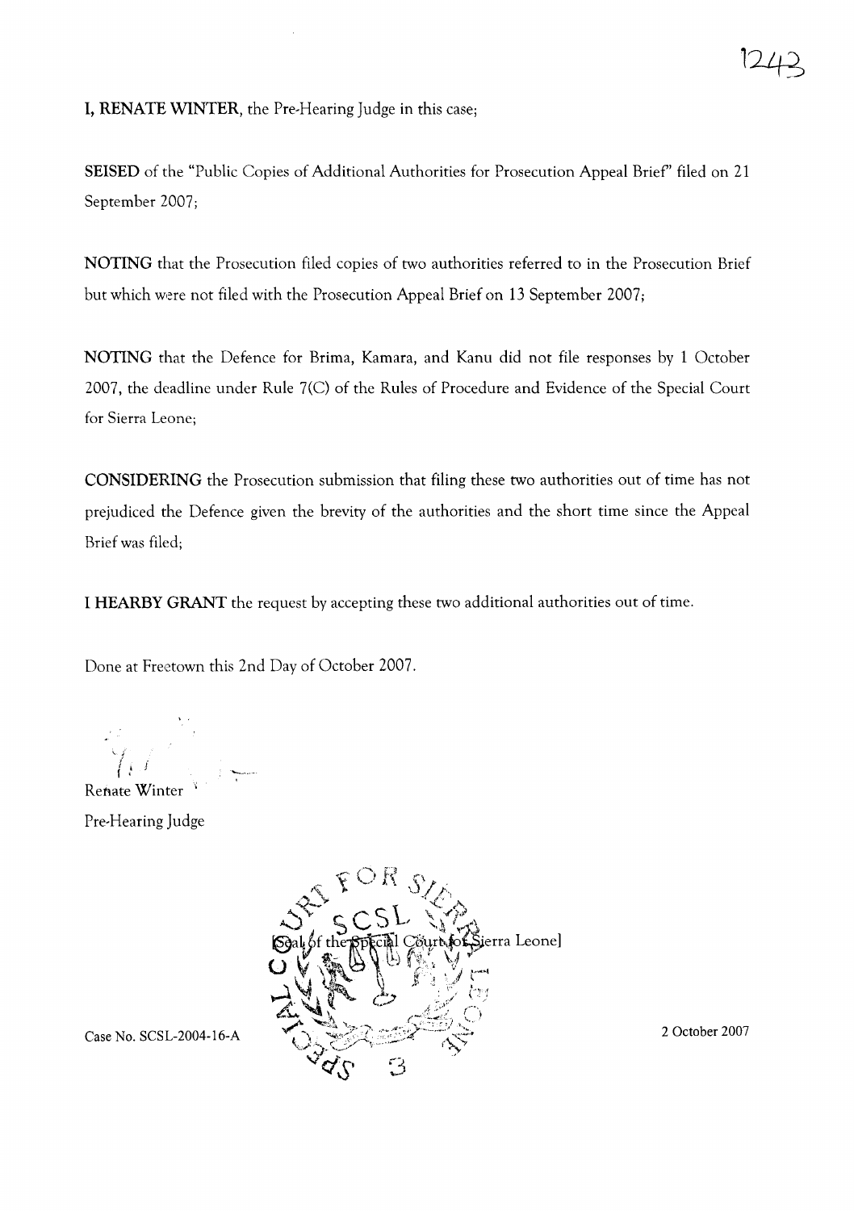**I, RENATE WINTER**, the Pre-Hearing Judge in this case;

**SEISED** of the "Public Copies of Additional Authorities for Prosecution Appeal Brief" filed on 21 September 2007;

**NOTING** that the Prosecution filed copies of two authorities referred to in the Prosecution Brief but which were not filed with the Prosecution Appeal Brief on 13 September 2007;

**NOTING** that the Defence for Brima, Kamara, and Kanu did not file responses by 1 October 2007, the deadline under Rule 7(C) of the Rules of Procedure and Evidence of the Special Court for Sierra Leone;

**CONSIDERING** the Prosecution submission that filing these two authorities out of time has not prejudiced the Defence given the brevity of the authorities and the short time since the Appeal Brief was filed;

**I HEARBY GRANT** the request by accepting these two additional authorities out of time.

Done at Freetown this 2nd Day of October 2007.

Renate Winter

Pre-Hearing Judge

[Seal of the Special Court for Sierra Leone]

Case No. SCSL-2004-16-A

2 October 2007